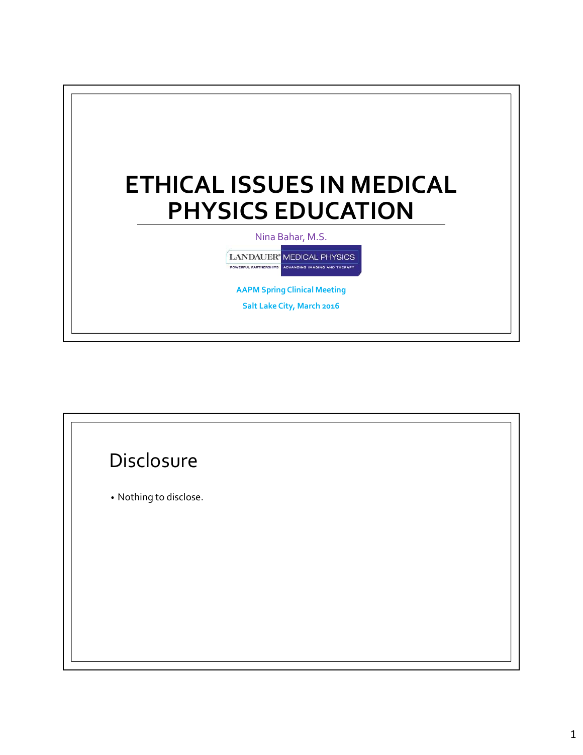# ETHICAL ISSUES IN MEDICAL PHYSICS EDUCATION

Nina Bahar, M.S.

LANDAUER® MEDICAL PHYSICS
POWERFUL PARTNERSHIPS ADVANCING IMAGING AND THERAPY

**AAPM Spring Clinical Meeting**

**Salt Lake City, March 2016**

## Disclosure

- Nothing to disclose.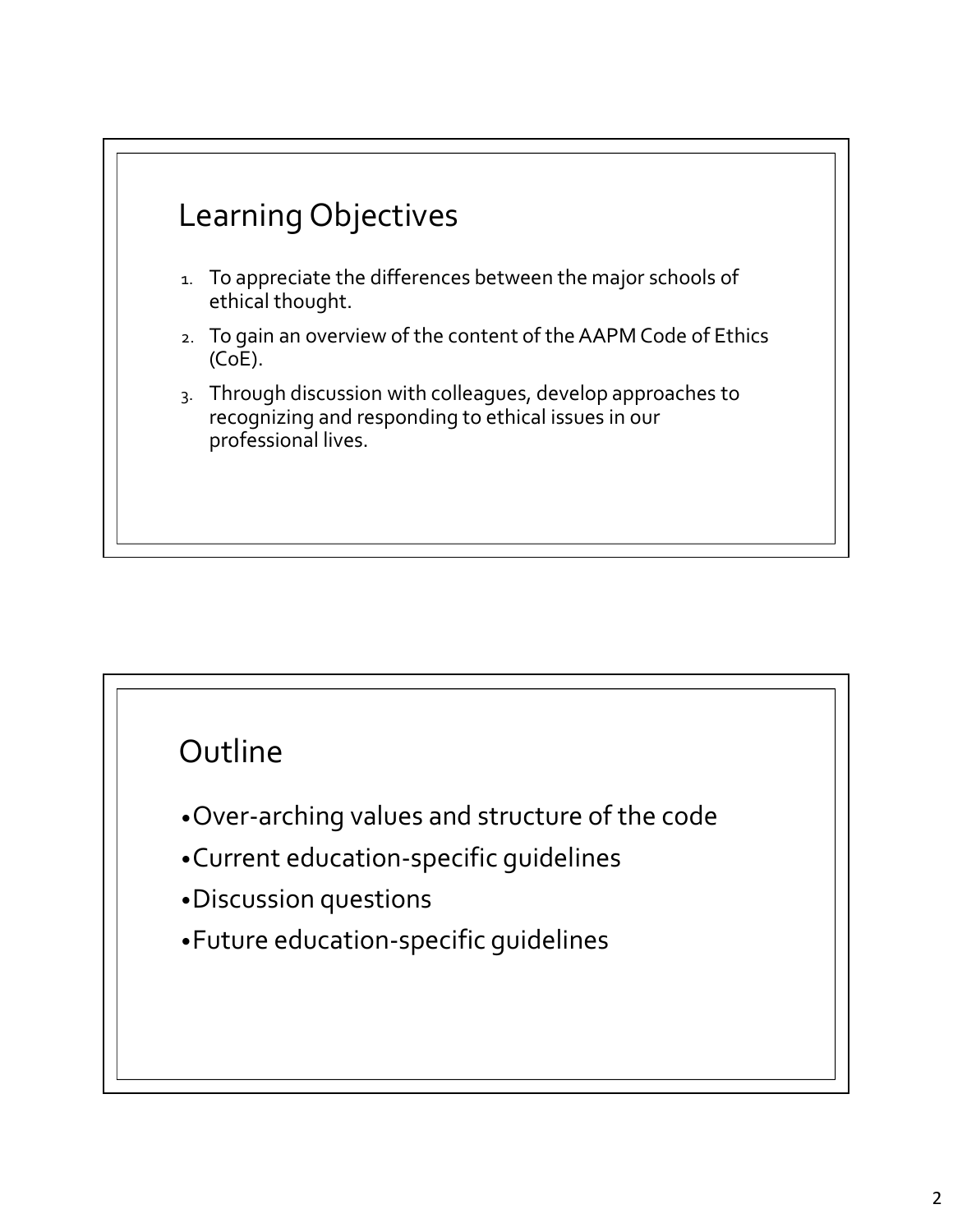## Learning Objectives

1. To appreciate the differences between the major schools of ethical thought.
2. To gain an overview of the content of the AAPM Code of Ethics (CoE).
3. Through discussion with colleagues, develop approaches to recognizing and responding to ethical issues in our professional lives.

## Outline

- Over-arching values and structure of the code
- Current education-specific guidelines
- Discussion questions
- Future education-specific guidelines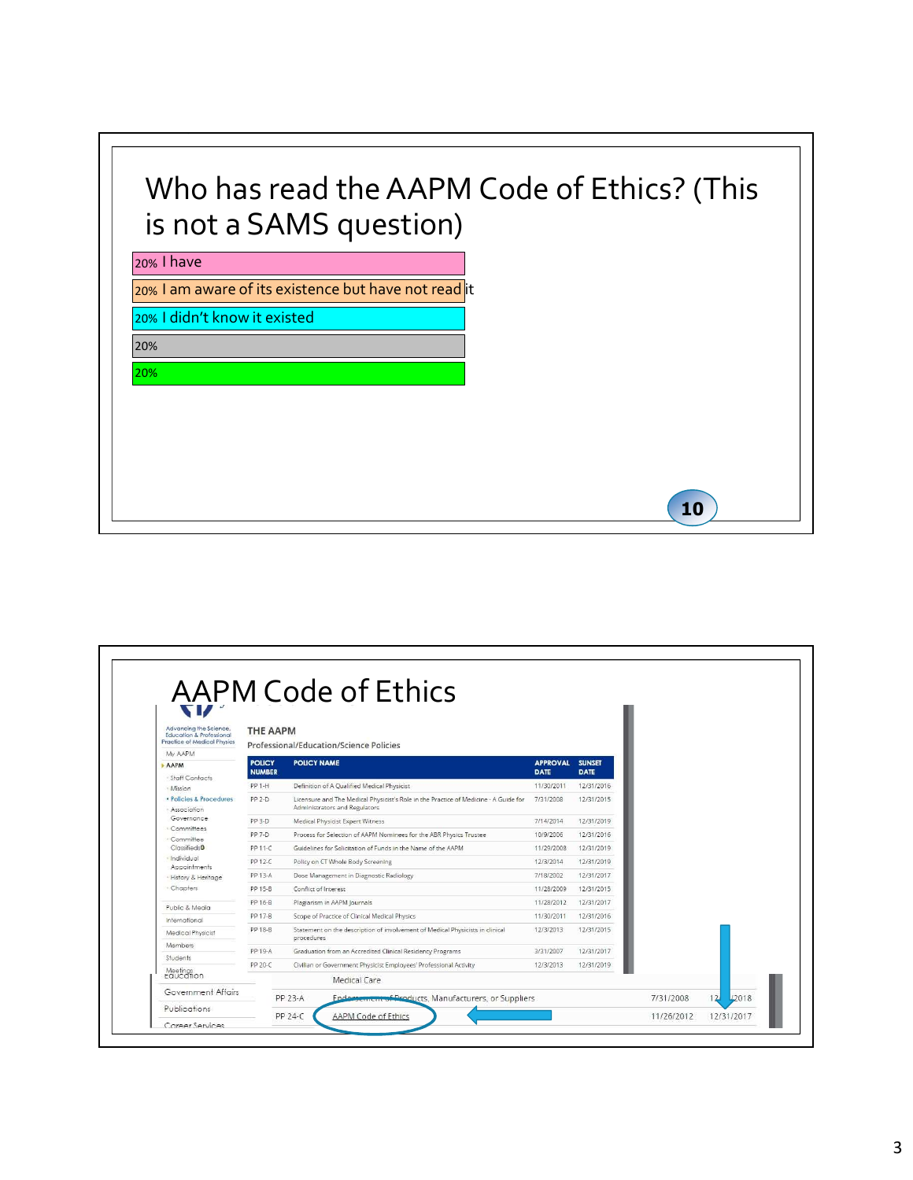# Who has read the AAPM Code of Ethics? (This is not a SAMS question)

- 20% I have
- 20% I am aware of its existence but have not read it
- 20% I didn't know it existed
- 20%
- 20%

10

# AAPM Code of Ethics

Advancing the Science, Education & Professional Practice of Medical Physics

My AAPM
- AAPM
  - Staff Contacts
  - Mission
  - Policies & Procedures
  - Association Governance
  - Committees
  - Committee Classifieds
  - Individual Appointments
  - History & Heritage
  - Chapters

Public & Media
International
Medical Physicist
Members
Students
Meetings
Education
Government Affairs
Publications
Career Services

**THE AAPM**

Professional/Education/Science Policies

| POLICY NUMBER | POLICY NAME | APPROVAL DATE | SUNSET DATE |
|---|---|---|---|
| PP 1-H | Definition of A Qualified Medical Physicist | 11/30/2011 | 12/31/2016 |
| PP 2-D | Licensure and The Medical Physicist's Role in the Practice of Medicine - A Guide for Administrators and Regulators | 7/31/2008 | 12/31/2015 |
| PP 3-D | Medical Physicist Expert Witness | 7/14/2014 | 12/31/2019 |
| PP 7-D | Process for Selection of AAPM Nominees for the ABR Physics Trustee | 10/9/2006 | 12/31/2016 |
| PP 11-C | Guidelines for Solicitation of Funds in the Name of the AAPM | 11/29/2008 | 12/31/2019 |
| PP 12-C | Policy on CT Whole Body Screening | 12/3/2014 | 12/31/2019 |
| PP 13-A | Dose Management in Diagnostic Radiology | 7/18/2002 | 12/31/2017 |
| PP 15-B | Conflict of Interest | 11/28/2009 | 12/31/2015 |
| PP 16-B | Plagiarism in AAPM Journals | 11/28/2012 | 12/31/2017 |
| PP 17-B | Scope of Practice of Clinical Medical Physics | 11/30/2011 | 12/31/2016 |
| PP 18-B | Statement on the description of involvement of Medical Physicists in clinical procedures | 12/3/2013 | 12/31/2015 |
| PP 19-A | Graduation from an Accredited Clinical Residency Programs | 3/31/2007 | 12/31/2017 |
| PP 20-C | Civilian or Government Physicist Employees' Professional Activity | 12/3/2013 | 12/31/2019 |
| | Medical Care | | |
| PP 23-A | Endorsement of Products, Manufacturers, or Suppliers | 7/31/2008 | 12/31/2018 |
| PP 24-C | AAPM Code of Ethics | 11/26/2012 | 12/31/2017 |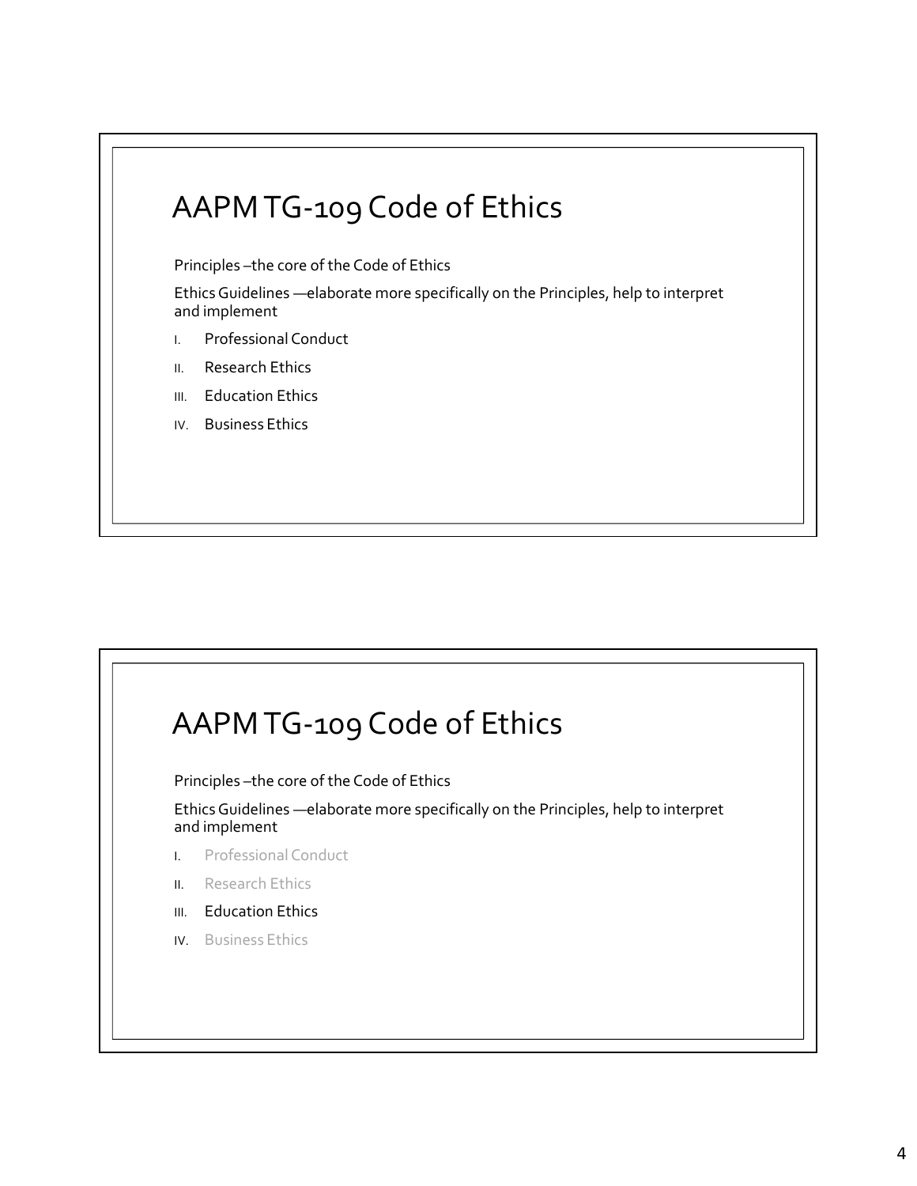# AAPM TG-109 Code of Ethics

Principles –the core of the Code of Ethics

Ethics Guidelines —elaborate more specifically on the Principles, help to interpret and implement

I. Professional Conduct
II. Research Ethics
III. Education Ethics
IV. Business Ethics

# AAPM TG-109 Code of Ethics

Principles –the core of the Code of Ethics

Ethics Guidelines —elaborate more specifically on the Principles, help to interpret and implement

I. Professional Conduct
II. Research Ethics
III. Education Ethics
IV. Business Ethics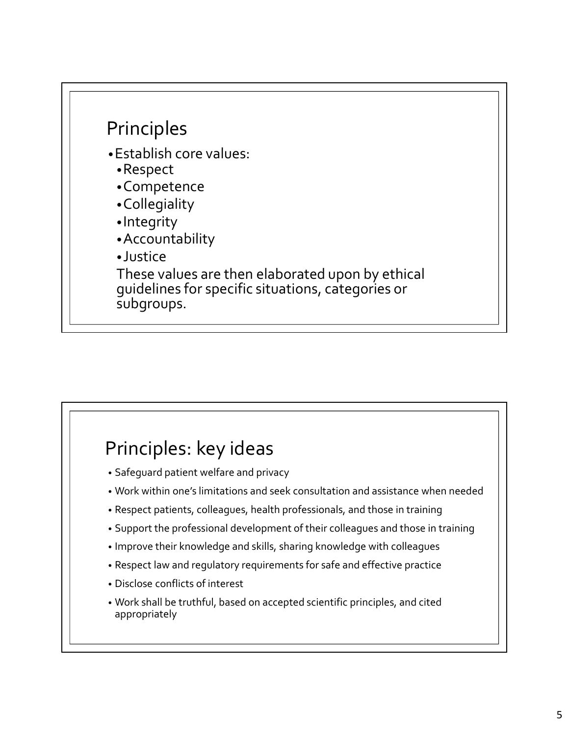## Principles

- Establish core values:
  - Respect
  - Competence
  - Collegiality
  - Integrity
  - Accountability
  - Justice

  These values are then elaborated upon by ethical guidelines for specific situations, categories or subgroups.

## Principles: key ideas

- Safeguard patient welfare and privacy
- Work within one's limitations and seek consultation and assistance when needed
- Respect patients, colleagues, health professionals, and those in training
- Support the professional development of their colleagues and those in training
- Improve their knowledge and skills, sharing knowledge with colleagues
- Respect law and regulatory requirements for safe and effective practice
- Disclose conflicts of interest
- Work shall be truthful, based on accepted scientific principles, and cited appropriately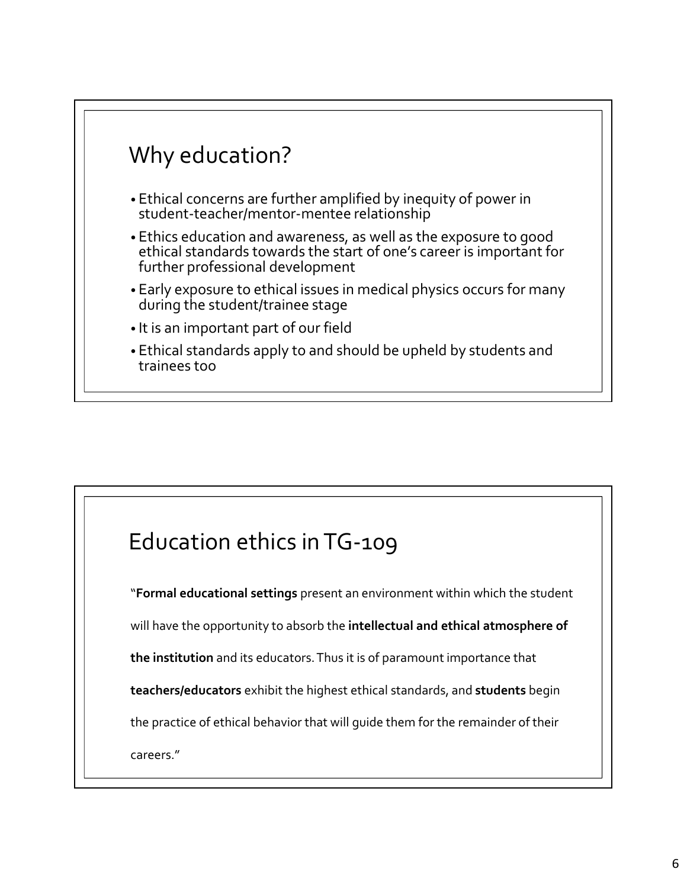## Why education?

- Ethical concerns are further amplified by inequity of power in student-teacher/mentor-mentee relationship
- Ethics education and awareness, as well as the exposure to good ethical standards towards the start of one's career is important for further professional development
- Early exposure to ethical issues in medical physics occurs for many during the student/trainee stage
- It is an important part of our field
- Ethical standards apply to and should be upheld by students and trainees too

## Education ethics in TG-109

"**Formal educational settings** present an environment within which the student will have the opportunity to absorb the **intellectual and ethical atmosphere of the institution** and its educators. Thus it is of paramount importance that **teachers/educators** exhibit the highest ethical standards, and **students** begin the practice of ethical behavior that will guide them for the remainder of their careers."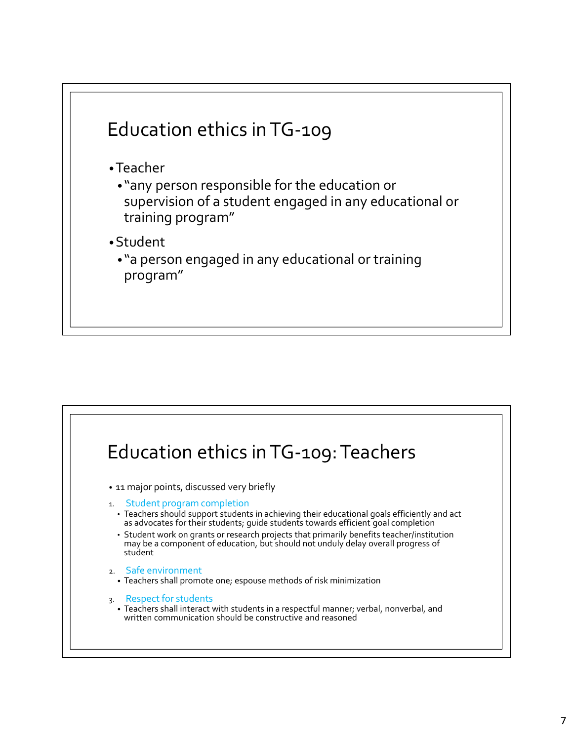## Education ethics in TG-109

- Teacher
  - "any person responsible for the education or supervision of a student engaged in any educational or training program"
- Student
  - "a person engaged in any educational or training program"

## Education ethics in TG-109: Teachers

- 11 major points, discussed very briefly

1. Student program completion
   - Teachers should support students in achieving their educational goals efficiently and act as advocates for their students; guide students towards efficient goal completion
   - Student work on grants or research projects that primarily benefits teacher/institution may be a component of education, but should not unduly delay overall progress of student
2. Safe environment
   - Teachers shall promote one; espouse methods of risk minimization
3. Respect for students
   - Teachers shall interact with students in a respectful manner; verbal, nonverbal, and written communication should be constructive and reasoned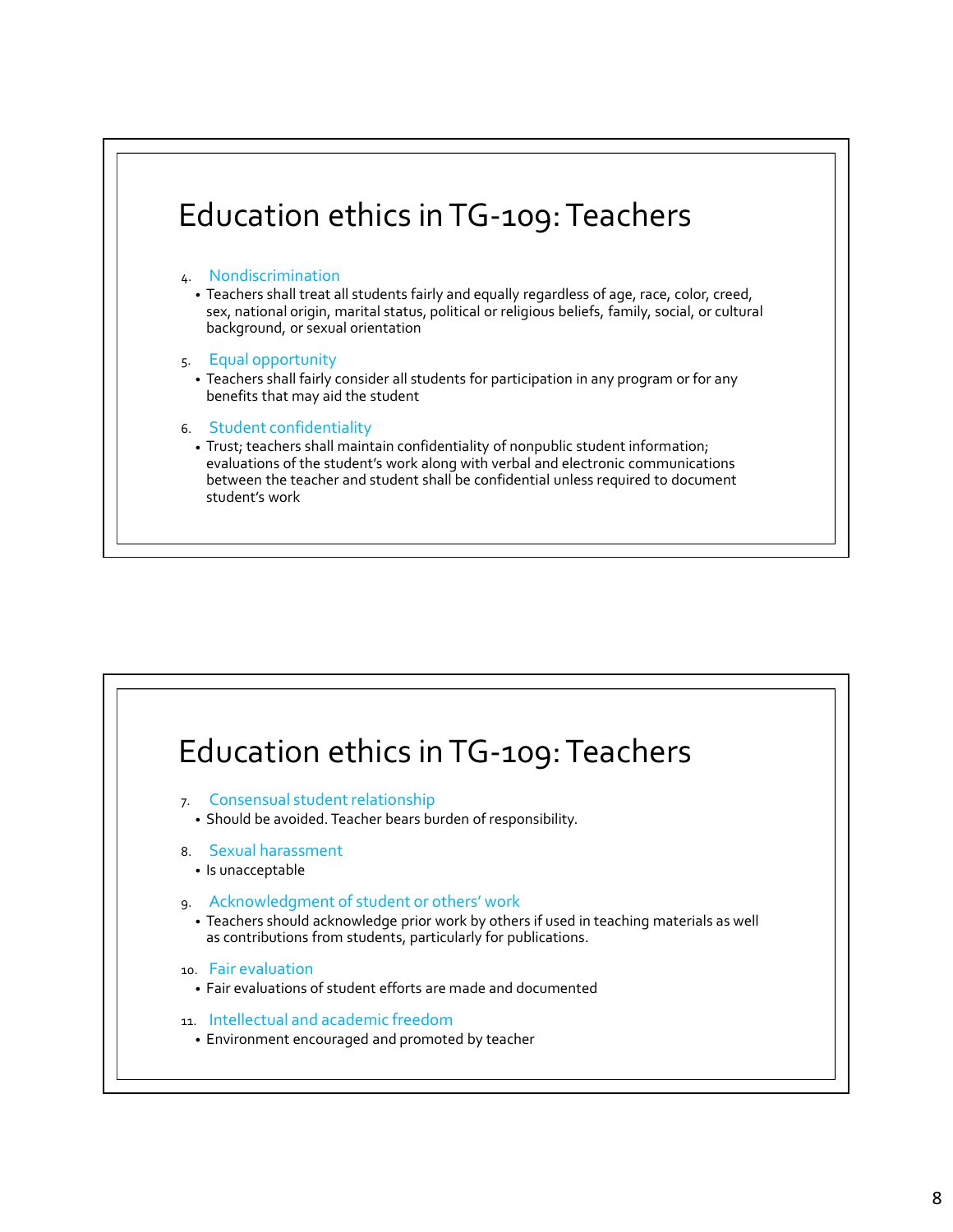# Education ethics in TG-109: Teachers

4. Nondiscrimination
   - Teachers shall treat all students fairly and equally regardless of age, race, color, creed, sex, national origin, marital status, political or religious beliefs, family, social, or cultural background, or sexual orientation

5. Equal opportunity
   - Teachers shall fairly consider all students for participation in any program or for any benefits that may aid the student

6. Student confidentiality
   - Trust; teachers shall maintain confidentiality of nonpublic student information; evaluations of the student's work along with verbal and electronic communications between the teacher and student shall be confidential unless required to document student's work

# Education ethics in TG-109: Teachers

7. Consensual student relationship
   - Should be avoided. Teacher bears burden of responsibility.

8. Sexual harassment
   - Is unacceptable

9. Acknowledgment of student or others' work
   - Teachers should acknowledge prior work by others if used in teaching materials as well as contributions from students, particularly for publications.

10. Fair evaluation
    - Fair evaluations of student efforts are made and documented

11. Intellectual and academic freedom
    - Environment encouraged and promoted by teacher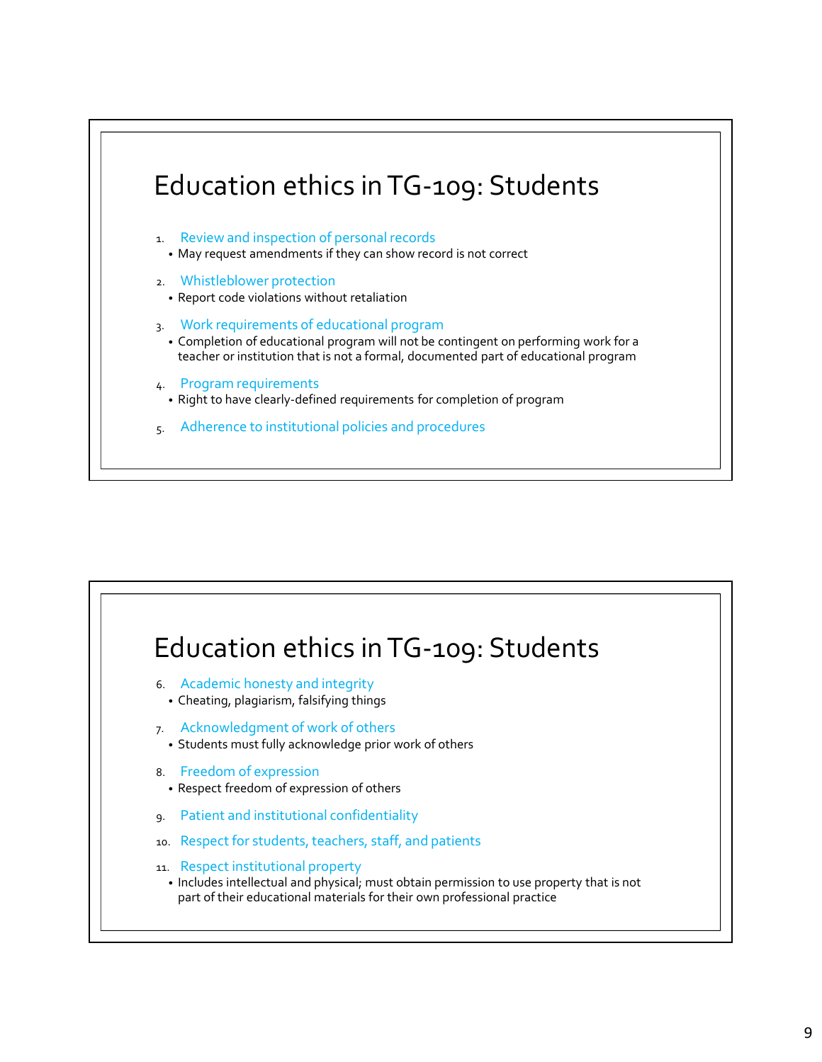# Education ethics in TG-109: Students

1. Review and inspection of personal records
   - May request amendments if they can show record is not correct
2. Whistleblower protection
   - Report code violations without retaliation
3. Work requirements of educational program
   - Completion of educational program will not be contingent on performing work for a teacher or institution that is not a formal, documented part of educational program
4. Program requirements
   - Right to have clearly-defined requirements for completion of program
5. Adherence to institutional policies and procedures

# Education ethics in TG-109: Students

6. Academic honesty and integrity
   - Cheating, plagiarism, falsifying things
7. Acknowledgment of work of others
   - Students must fully acknowledge prior work of others
8. Freedom of expression
   - Respect freedom of expression of others
9. Patient and institutional confidentiality
10. Respect for students, teachers, staff, and patients
11. Respect institutional property
    - Includes intellectual and physical; must obtain permission to use property that is not part of their educational materials for their own professional practice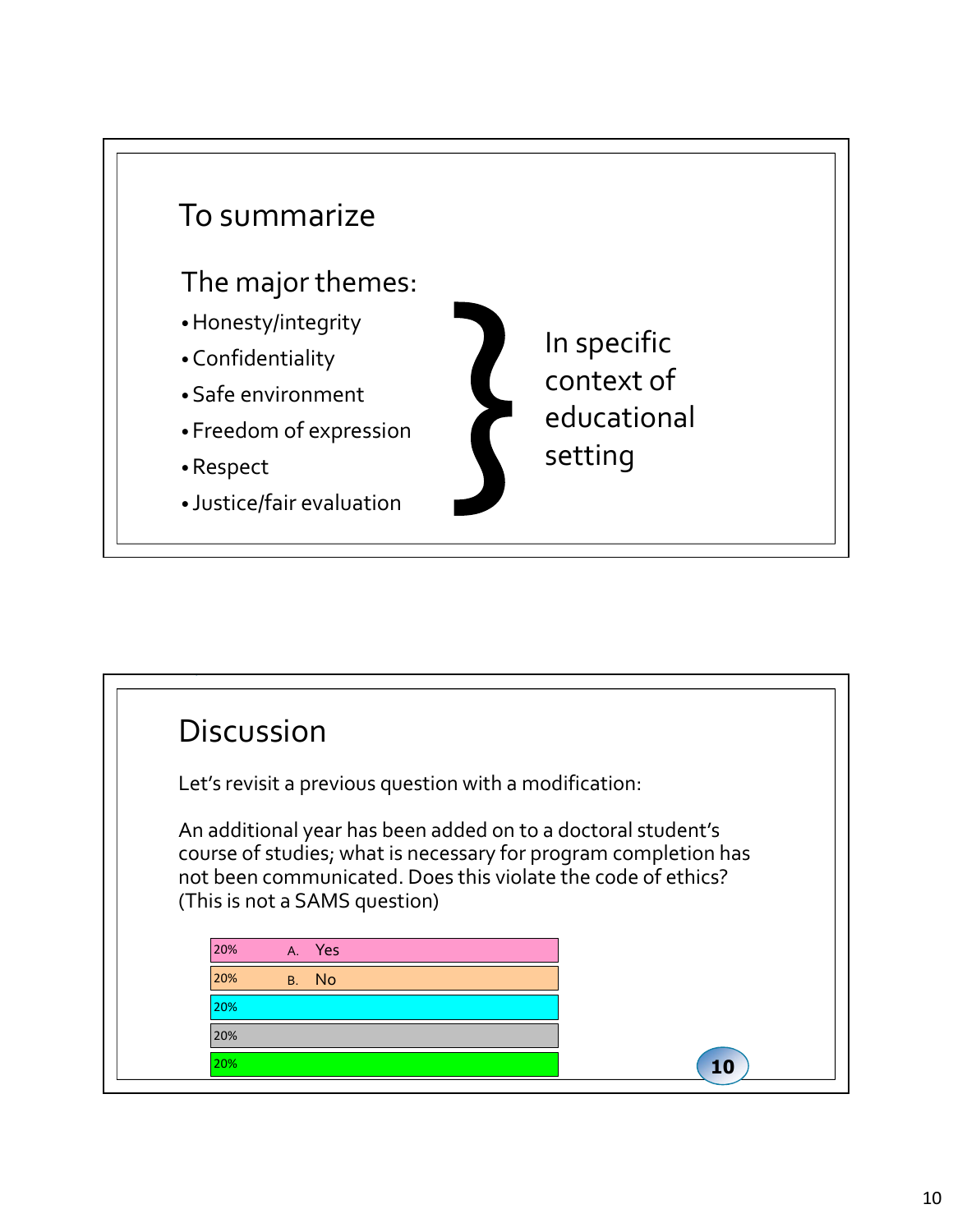## To summarize

### The major themes:

- Honesty/integrity
- Confidentiality
- Safe environment
- Freedom of expression
- Respect
- Justice/fair evaluation

In specific context of educational setting

## Discussion

Let's revisit a previous question with a modification:

An additional year has been added on to a doctoral student's course of studies; what is necessary for program completion has not been communicated. Does this violate the code of ethics? (This is not a SAMS question)

| Percentage | Option |
|---|---|
| 20% | A. Yes |
| 20% | B. No |
| 20% | |
| 20% | |
| 20% | |

10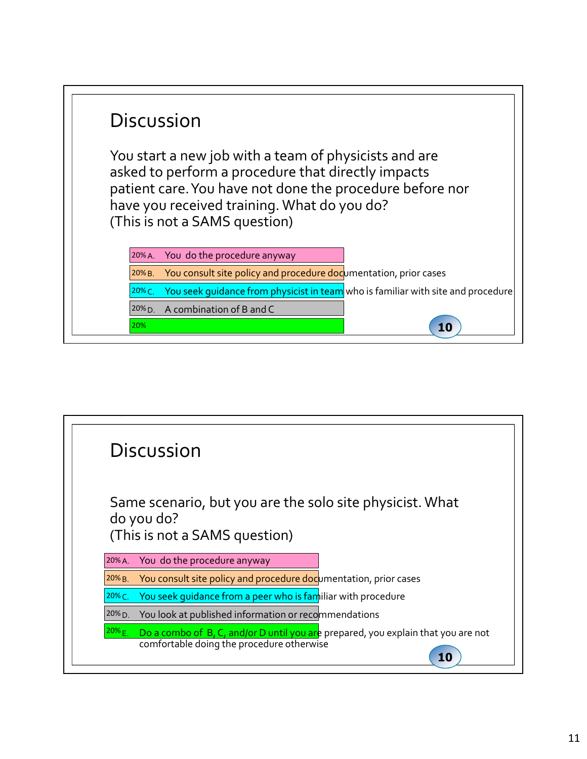## Discussion

You start a new job with a team of physicists and are asked to perform a procedure that directly impacts patient care. You have not done the procedure before nor have you received training. What do you do?
(This is not a SAMS question)

- 20% A. You do the procedure anyway
- 20% B. You consult site policy and procedure documentation, prior cases
- 20% C. You seek guidance from physicist in team who is familiar with site and procedure
- 20% D. A combination of B and C
- 20%

10

## Discussion

Same scenario, but you are the solo site physicist. What do you do?
(This is not a SAMS question)

- 20% A. You do the procedure anyway
- 20% B. You consult site policy and procedure documentation, prior cases
- 20% C. You seek guidance from a peer who is familiar with procedure
- 20% D. You look at published information or recommendations
- 20% E. Do a combo of B, C, and/or D until you are prepared, you explain that you are not comfortable doing the procedure otherwise

10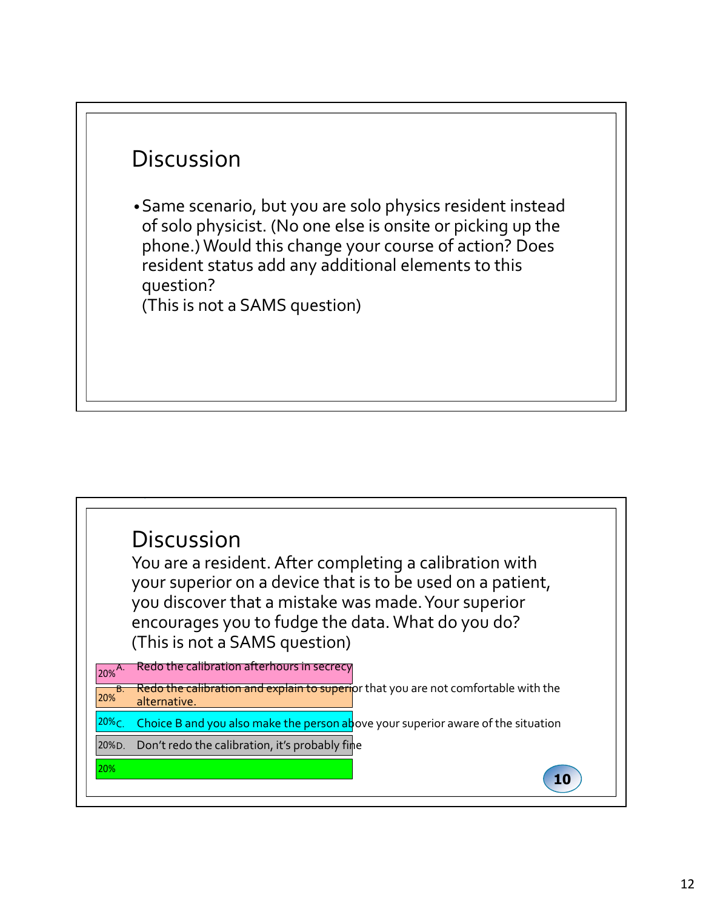## Discussion

- Same scenario, but you are solo physics resident instead of solo physicist. (No one else is onsite or picking up the phone.) Would this change your course of action? Does resident status add any additional elements to this question?
  (This is not a SAMS question)

## Discussion

You are a resident. After completing a calibration with your superior on a device that is to be used on a patient, you discover that a mistake was made. Your superior encourages you to fudge the data. What do you do?
(This is not a SAMS question)

| | Response | % |
|---|---|---|
| A. | Redo the calibration afterhours in secrecy | 20% |
| B. | Redo the calibration and explain to superior that you are not comfortable with the alternative. | 20% |
| C. | Choice B and you also make the person above your superior aware of the situation | 20% |
| D. | Don't redo the calibration, it's probably fine | 20% |
| | | 20% |

10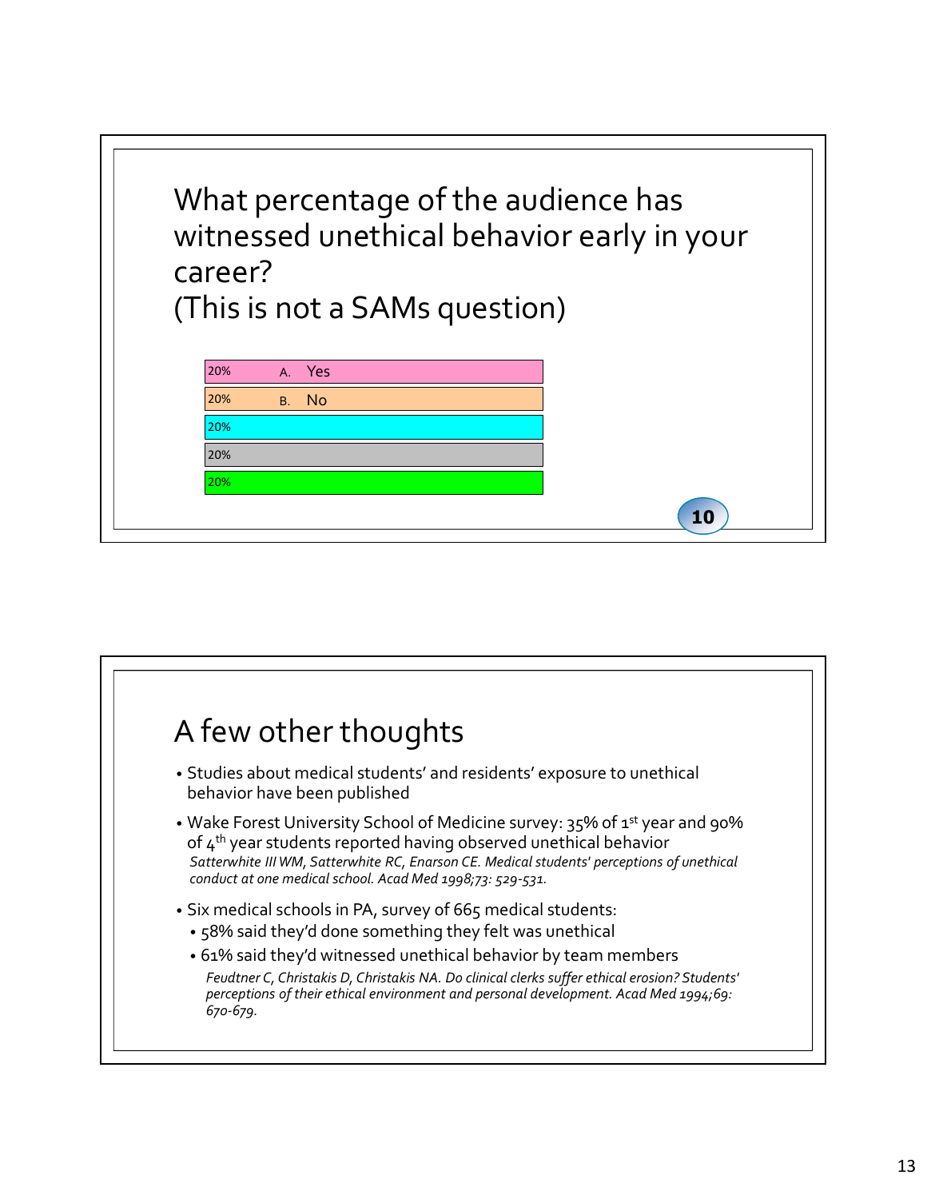## What percentage of the audience has witnessed unethical behavior early in your career?
## (This is not a SAMs question)

| % | Option |
|---|---|
| 20% | A. Yes |
| 20% | B. No |
| 20% | |
| 20% | |
| 20% | |

10

## A few other thoughts

- Studies about medical students' and residents' exposure to unethical behavior have been published
- Wake Forest University School of Medicine survey: 35% of 1st year and 90% of 4th year students reported having observed unethical behavior
  *Satterwhite III WM, Satterwhite RC, Enarson CE. Medical students' perceptions of unethical conduct at one medical school. Acad Med 1998;73: 529-531.*
- Six medical schools in PA, survey of 665 medical students:
  - 58% said they'd done something they felt was unethical
  - 61% said they'd witnessed unethical behavior by team members

  *Feudtner C, Christakis D, Christakis NA. Do clinical clerks suffer ethical erosion? Students' perceptions of their ethical environment and personal development. Acad Med 1994;69: 670-679.*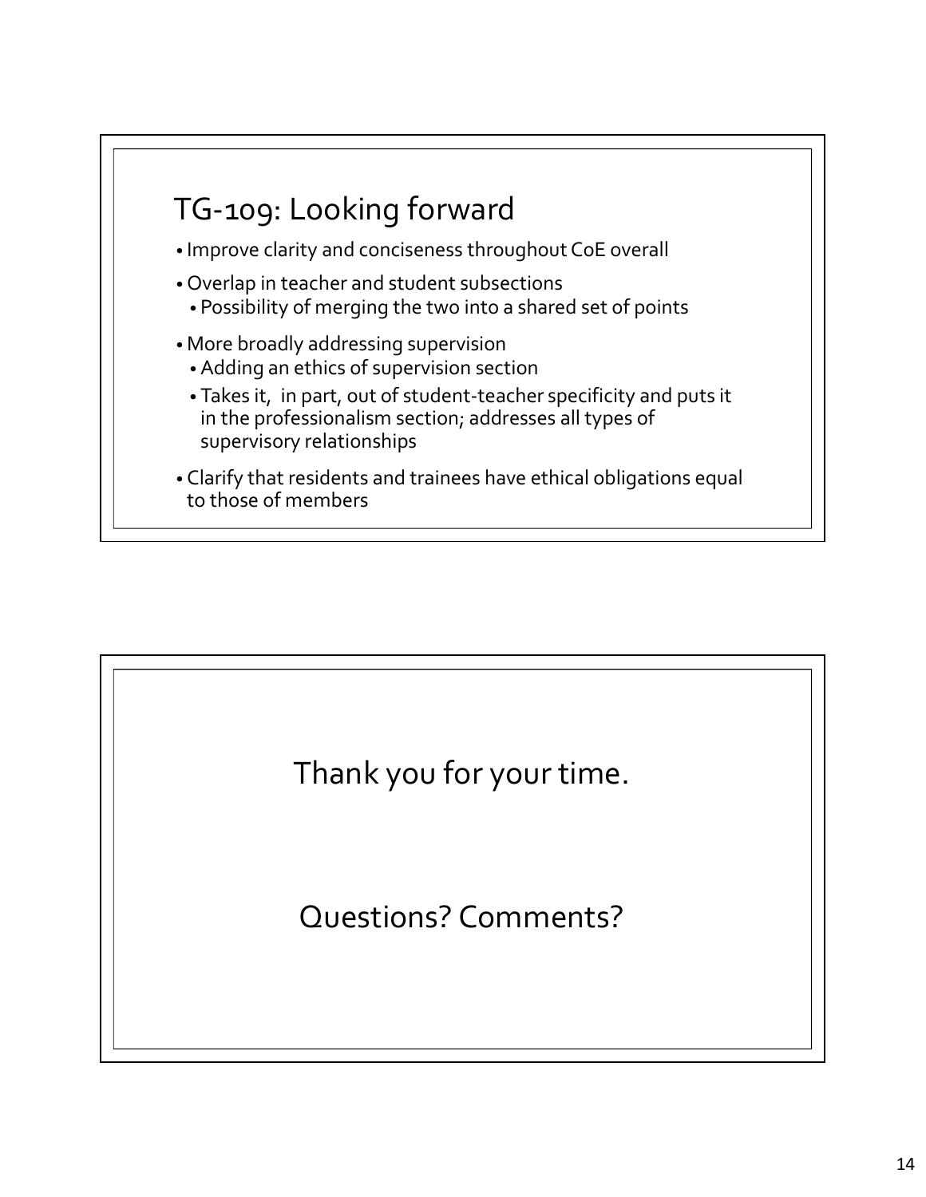## TG-109: Looking forward

- Improve clarity and conciseness throughout CoE overall
- Overlap in teacher and student subsections
  - Possibility of merging the two into a shared set of points
- More broadly addressing supervision
  - Adding an ethics of supervision section
  - Takes it, in part, out of student-teacher specificity and puts it in the professionalism section; addresses all types of supervisory relationships
- Clarify that residents and trainees have ethical obligations equal to those of members

Thank you for your time.

Questions? Comments?